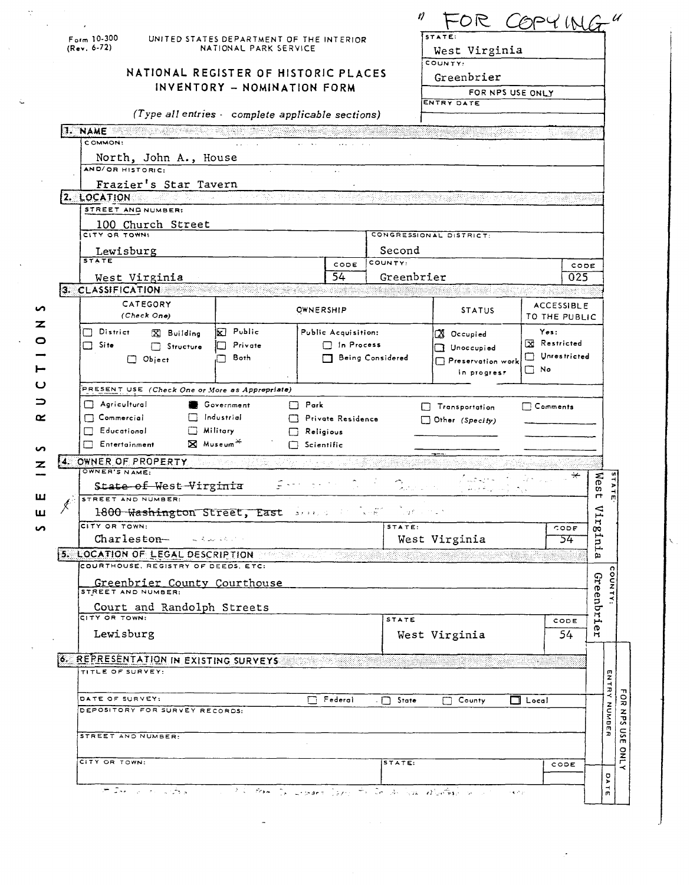"FOR COPYING"

Form 10-300 (Rev. 6-72)

UNITED STATES DEPARTMENT OF THE INTERIOR
NATIONAL PARK SERVICE

# NATIONAL REGISTER OF HISTORIC PLACES INVENTORY - NOMINATION FORM

*(Type all entries - complete applicable sections)*

STATE: West Virginia
COUNTY: Greenbrier
FOR NPS USE ONLY
ENTRY DATE

SEE INSTRUCTIONS

## 1. NAME

COMMON:
North, John A., House

AND/OR HISTORIC:
Frazier's Star Tavern

## 2. LOCATION

STREET AND NUMBER:
100 Church Street

CITY OR TOWN: Lewisburg
CONGRESSIONAL DISTRICT: Second

STATE: West Virginia — CODE: 54
COUNTY: Greenbrier — CODE: 025

## 3. CLASSIFICATION

| CATEGORY (Check One) | OWNERSHIP | | STATUS | ACCESSIBLE TO THE PUBLIC |
|---|---|---|---|---|
| ☐ District ☒ Building | ☒ Public | Public Acquisition: | ☒ Occupied | Yes: |
| ☐ Site ☐ Structure | ☐ Private | ☐ In Process | ☐ Unoccupied | ☒ Restricted |
| ☐ Object | ☐ Both | ☐ Being Considered | ☐ Preservation work in progress | ☐ Unrestricted |
| | | | | ☐ No |

PRESENT USE *(Check One or More as Appropriate)*

| | | | | |
|---|---|---|---|---|
| ☐ Agricultural | ■ Government | ☐ Park | ☐ Transportation | ☐ Comments |
| ☐ Commercial | ☐ Industrial | ☐ Private Residence | ☐ Other *(Specify)* | |
| ☐ Educational | ☐ Military | ☐ Religious | | |
| ☐ Entertainment | ☒ Museum* | ☐ Scientific | | |

## 4. OWNER OF PROPERTY

OWNER'S NAME:
~~State of West Virginia~~ *

STREET AND NUMBER:
~~1800 Washington Street, East~~

CITY OR TOWN: ~~Charleston~~
STATE: West Virginia — CODE: 54

## 5. LOCATION OF LEGAL DESCRIPTION

COURTHOUSE, REGISTRY OF DEEDS, ETC:
Greenbrier County Courthouse

STREET AND NUMBER:
Court and Randolph Streets

CITY OR TOWN: Lewisburg
STATE: West Virginia — CODE: 54

STATE: West Virginia
COUNTY: Greenbrier

## 6. REPRESENTATION IN EXISTING SURVEYS

TITLE OF SURVEY:

DATE OF SURVEY: ☐ Federal ☐ State ☐ County ☐ Local

DEPOSITORY FOR SURVEY RECORDS:

STREET AND NUMBER:

CITY OR TOWN: STATE: CODE

FOR NPS USE ONLY — ENTRY NUMBER — DATE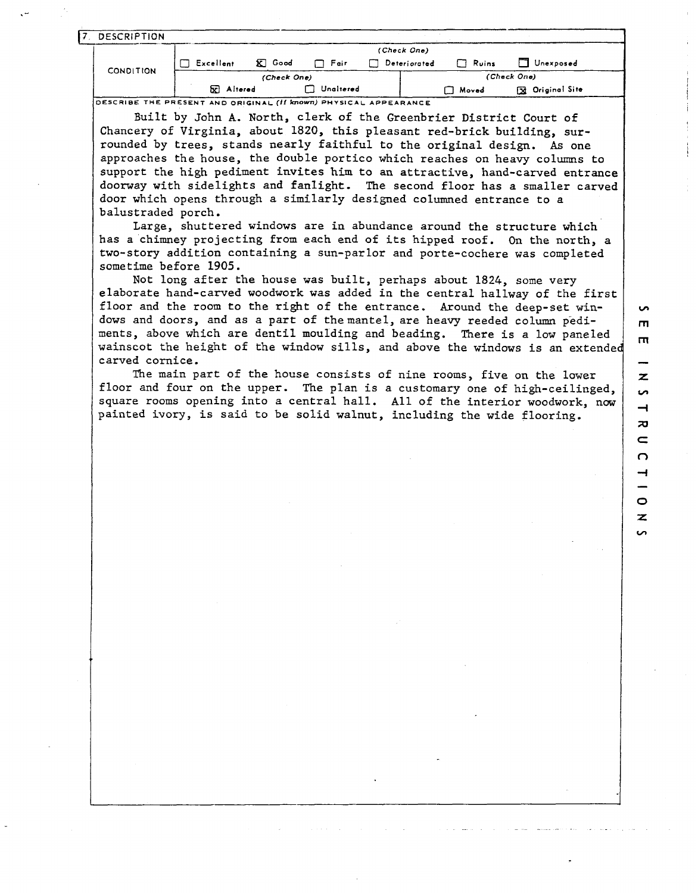## 7. DESCRIPTION

| CONDITION | (Check One) | | | | | |
|---|---|---|---|---|---|---|
| | ☐ Excellent | ☒ Good | ☐ Fair | ☐ Deteriorated | ☐ Ruins | ☐ Unexposed |
| | (Check One) | | | (Check One) | | |
| | ☒ Altered | ☐ Unaltered | | ☐ Moved | ☒ Original Site | |

DESCRIBE THE PRESENT AND ORIGINAL *(if known)* PHYSICAL APPEARANCE

Built by John A. North, clerk of the Greenbrier District Court of Chancery of Virginia, about 1820, this pleasant red-brick building, surrounded by trees, stands nearly faithful to the original design. As one approaches the house, the double portico which reaches on heavy columns to support the high pediment invites him to an attractive, hand-carved entrance doorway with sidelights and fanlight. The second floor has a smaller carved door which opens through a similarly designed columned entrance to a balustraded porch.

Large, shuttered windows are in abundance around the structure which has a chimney projecting from each end of its hipped roof. On the north, a two-story addition containing a sun-parlor and porte-cochere was completed sometime before 1905.

Not long after the house was built, perhaps about 1824, some very elaborate hand-carved woodwork was added in the central hallway of the first floor and the room to the right of the entrance. Around the deep-set windows and doors, and as a part of the mantel, are heavy reeded column pediments, above which are dentil moulding and beading. There is a low paneled wainscot the height of the window sills, and above the windows is an extended carved cornice.

The main part of the house consists of nine rooms, five on the lower floor and four on the upper. The plan is a customary one of high-ceilinged, square rooms opening into a central hall. All of the interior woodwork, now painted ivory, is said to be solid walnut, including the wide flooring.

SEE INSTRUCTIONS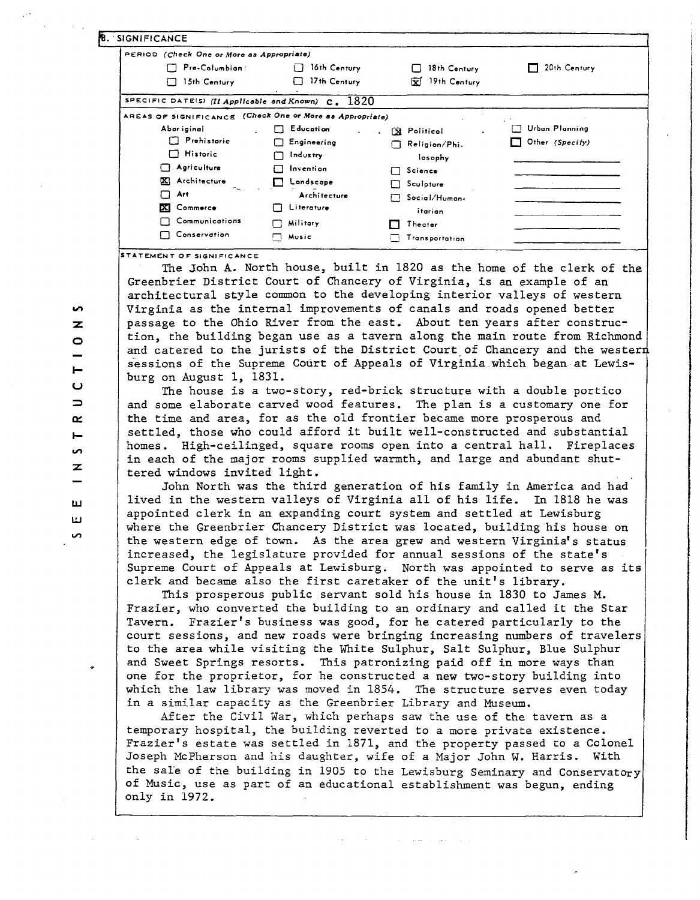## 8. SIGNIFICANCE

**PERIOD** *(Check One or More as Appropriate)*

| | | | |
|---|---|---|---|
| ☐ Pre-Columbian | ☐ 16th Century | ☐ 18th Century | ☐ 20th Century |
| ☐ 15th Century | ☐ 17th Century | ☒ 19th Century | |

**SPECIFIC DATE(S)** *(If Applicable and Known)* c. 1820

**AREAS OF SIGNIFICANCE** *(Check One or More as Appropriate)*

| | | | |
|---|---|---|---|
| Aboriginal | ☐ Education | ☒ Political | ☐ Urban Planning |
| ☐ Prehistoric | ☐ Engineering | ☐ Religion/Philosophy | ☐ Other *(Specify)* |
| ☐ Historic | ☐ Industry | ☐ Science | |
| ☐ Agriculture | ☐ Invention | ☐ Sculpture | |
| ☒ Architecture | ☐ Landscape Architecture | ☐ Social/Humanitarian | |
| ☐ Art | ☐ Literature | ☐ Theater | |
| ☒ Commerce | ☐ Military | ☐ Transportation | |
| ☐ Communications | ☐ Music | | |
| ☐ Conservation | | | |

**STATEMENT OF SIGNIFICANCE**

The John A. North house, built in 1820 as the home of the clerk of the Greenbrier District Court of Chancery of Virginia, is an example of an architectural style common to the developing interior valleys of western Virginia as the internal improvements of canals and roads opened better passage to the Ohio River from the east. About ten years after construction, the building began use as a tavern along the main route from Richmond and catered to the jurists of the District Court of Chancery and the western sessions of the Supreme Court of Appeals of Virginia which began at Lewisburg on August 1, 1831.

The house is a two-story, red-brick structure with a double portico and some elaborate carved wood features. The plan is a customary one for the time and area, for as the old frontier became more prosperous and settled, those who could afford it built well-constructed and substantial homes. High-ceilinged, square rooms open into a central hall. Fireplaces in each of the major rooms supplied warmth, and large and abundant shuttered windows invited light.

John North was the third generation of his family in America and had lived in the western valleys of Virginia all of his life. In 1818 he was appointed clerk in an expanding court system and settled at Lewisburg where the Greenbrier Chancery District was located, building his house on the western edge of town. As the area grew and western Virginia's status increased, the legislature provided for annual sessions of the state's Supreme Court of Appeals at Lewisburg. North was appointed to serve as its clerk and became also the first caretaker of the unit's library.

This prosperous public servant sold his house in 1830 to James M. Frazier, who converted the building to an ordinary and called it the Star Tavern. Frazier's business was good, for he catered particularly to the court sessions, and new roads were bringing increasing numbers of travelers to the area while visiting the White Sulphur, Salt Sulphur, Blue Sulphur and Sweet Springs resorts. This patronizing paid off in more ways than one for the proprietor, for he constructed a new two-story building into which the law library was moved in 1854. The structure serves even today in a similar capacity as the Greenbrier Library and Museum.

After the Civil War, which perhaps saw the use of the tavern as a temporary hospital, the building reverted to a more private existence. Frazier's estate was settled in 1871, and the property passed to a Colonel Joseph McPherson and his daughter, wife of a Major John W. Harris. With the sale of the building in 1905 to the Lewisburg Seminary and Conservatory of Music, use as part of an educational establishment was begun, ending only in 1972.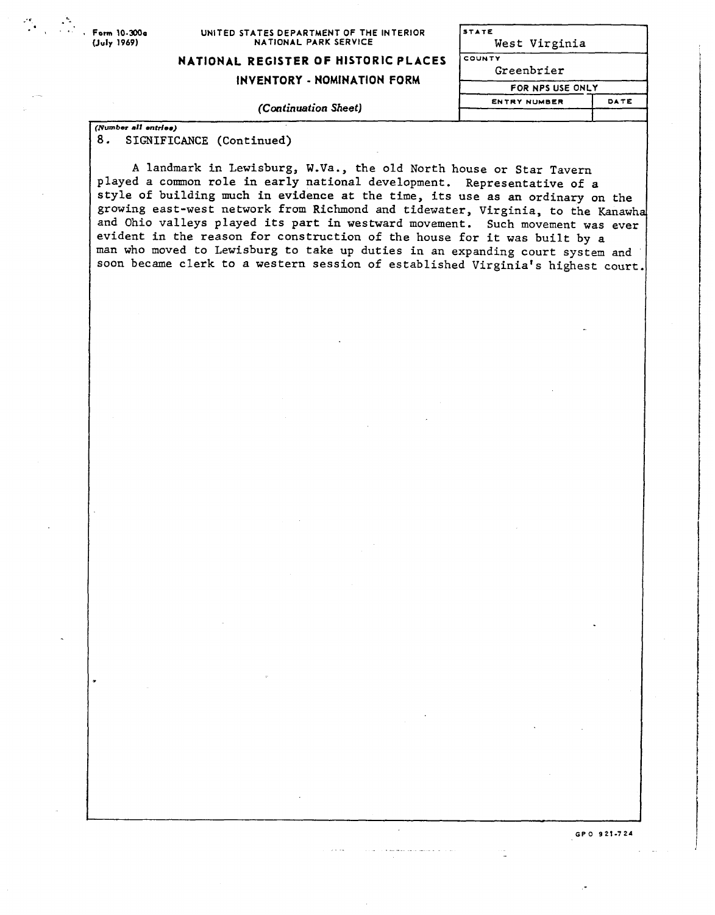Form 10-300a
(July 1969)

UNITED STATES DEPARTMENT OF THE INTERIOR
NATIONAL PARK SERVICE

**NATIONAL REGISTER OF HISTORIC PLACES**

**INVENTORY - NOMINATION FORM**

*(Continuation Sheet)*

| STATE | |
|---|---|
| West Virginia | |
| COUNTY | |
| Greenbrier | |
| FOR NPS USE ONLY | |
| ENTRY NUMBER | DATE |
| | |

*(Number all entries)*

8. SIGNIFICANCE (Continued)

A landmark in Lewisburg, W.Va., the old North house or Star Tavern played a common role in early national development. Representative of a style of building much in evidence at the time, its use as an ordinary on the growing east-west network from Richmond and tidewater, Virginia, to the Kanawha and Ohio valleys played its part in westward movement. Such movement was ever evident in the reason for construction of the house for it was built by a man who moved to Lewisburg to take up duties in an expanding court system and soon became clerk to a western session of established Virginia's highest court.

GPO 921-724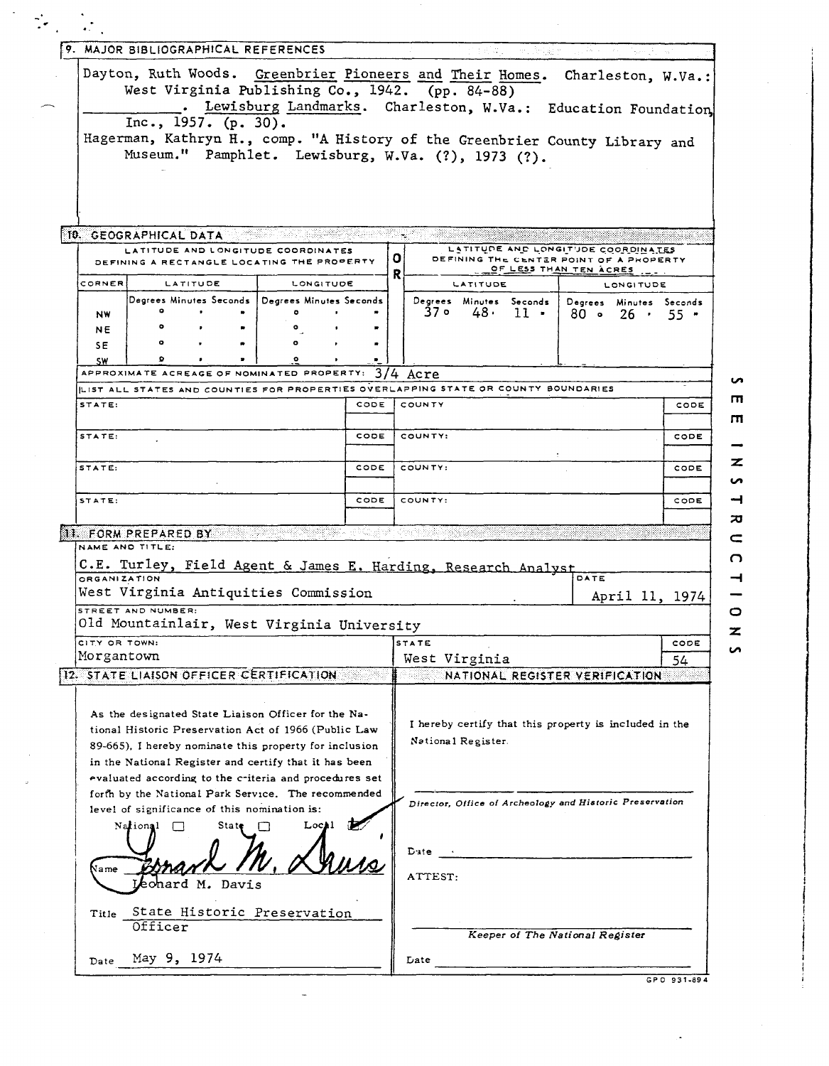## 9. MAJOR BIBLIOGRAPHICAL REFERENCES

Dayton, Ruth Woods. Greenbrier Pioneers and Their Homes. Charleston, W.Va.: West Virginia Publishing Co., 1942. (pp. 84-88)

__________. Lewisburg Landmarks. Charleston, W.Va.: Education Foundation, Inc., 1957. (p. 30).

Hagerman, Kathryn H., comp. "A History of the Greenbrier County Library and Museum." Pamphlet. Lewisburg, W.Va. (?), 1973 (?).

## 10. GEOGRAPHICAL DATA

| LATITUDE AND LONGITUDE COORDINATES DEFINING A RECTANGLE LOCATING THE PROPERTY | | | OR | LATITUDE AND LONGITUDE COORDINATES DEFINING THE CENTER POINT OF A PROPERTY OF LESS THAN TEN ACRES | |
|---|---|---|---|---|---|
| CORNER | LATITUDE (Degrees Minutes Seconds) | LONGITUDE (Degrees Minutes Seconds) | | LATITUDE (Degrees Minutes Seconds) | LONGITUDE (Degrees Minutes Seconds) |
| NW | ° ' " | ° ' " | | 37° 48' 11" | 80° 26' 55" |
| NE | ° ' " | ° ' " | | | |
| SE | ° ' " | ° ' " | | | |
| SW | ° ' " | ° ' " | | | |

APPROXIMATE ACREAGE OF NOMINATED PROPERTY: 3/4 Acre

LIST ALL STATES AND COUNTIES FOR PROPERTIES OVERLAPPING STATE OR COUNTY BOUNDARIES

| STATE: | CODE | COUNTY: | CODE |
|---|---|---|---|
| STATE: | CODE | COUNTY: | CODE |
| STATE: | CODE | COUNTY: | CODE |
| STATE: | CODE | COUNTY: | CODE |

## 11. FORM PREPARED BY

NAME AND TITLE:
C.E. Turley, Field Agent & James E. Harding, Research Analyst

ORGANIZATION: West Virginia Antiquities Commission

DATE: April 11, 1974

STREET AND NUMBER: Old Mountainlair, West Virginia University

CITY OR TOWN: Morgantown

STATE: West Virginia

CODE: 54

## 12. STATE LIAISON OFFICER CERTIFICATION

As the designated State Liaison Officer for the National Historic Preservation Act of 1966 (Public Law 89-665), I hereby nominate this property for inclusion in the National Register and certify that it has been evaluated according to the criteria and procedures set forth by the National Park Service. The recommended level of significance of this nomination is:

National ☐ State ☐ Local ☑

Name Leonard M. Davis

Title State Historic Preservation Officer

Date May 9, 1974

## NATIONAL REGISTER VERIFICATION

I hereby certify that this property is included in the National Register.

*Director, Office of Archeology and Historic Preservation*

Date

ATTEST:

*Keeper of The National Register*

Date

SEE INSTRUCTIONS

GPO 931-894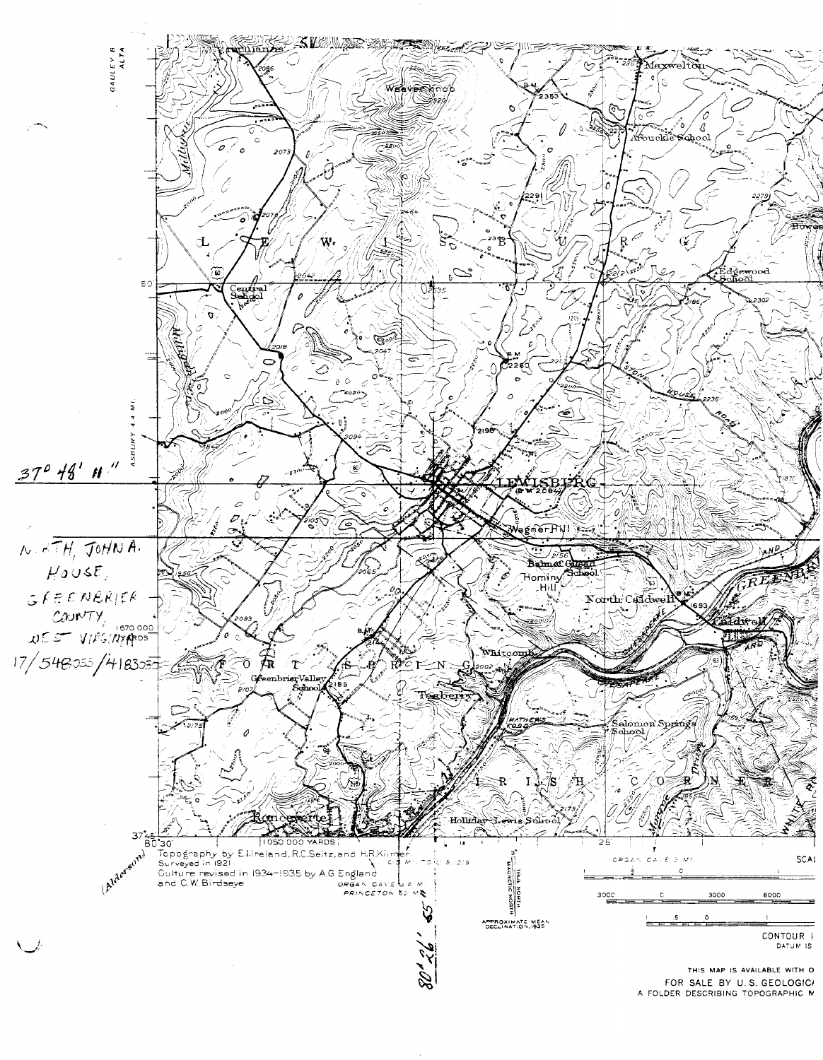37° 48' 11"

NORTH, JOHN A. HOUSE, GREENBRIER COUNTY, WEST VIRGINIA

17/548055/4183030

80° 26' 08"

(Alderson)

Topography by E.I.Ireland, R.C.Seitz, and H.R.Kilmer.
Surveyed in 1921
Culture revised in 1934-1935 by A.G.England and C.W.Birdseye

APPROXIMATE MEAN DECLINATION, 1935

THIS MAP IS AVAILABLE WITH O

FOR SALE BY U.S. GEOLOGIC

A FOLDER DESCRIBING TOPOGRAPHIC M